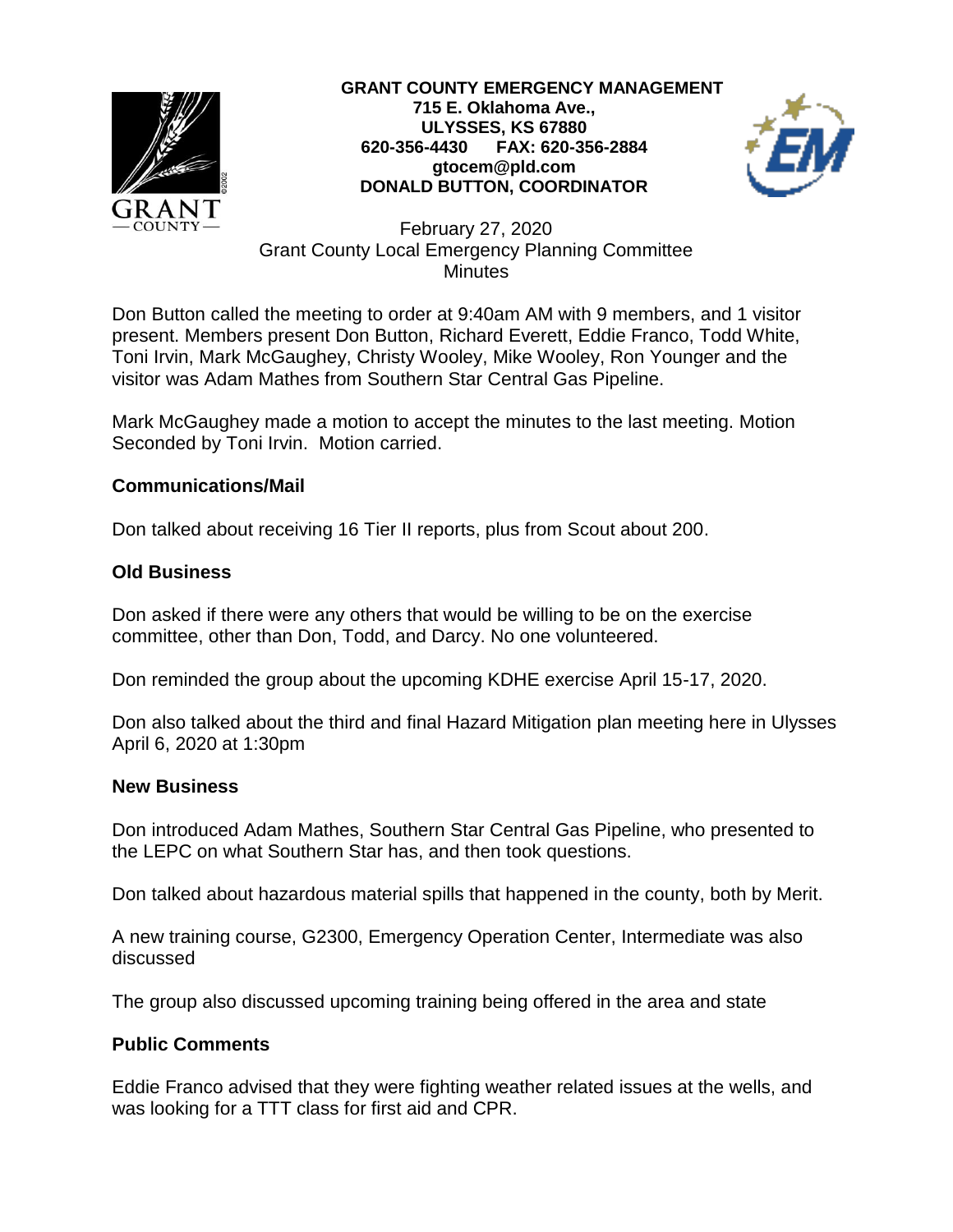**GRANT COUNTY EMERGENCY MANAGEMENT**
**715 E. Oklahoma Ave.,**
**ULYSSES, KS 67880**
**620-356-4430 FAX: 620-356-2884**
**gtocem@pld.com**
**DONALD BUTTON, COORDINATOR**

February 27, 2020
Grant County Local Emergency Planning Committee
Minutes

Don Button called the meeting to order at 9:40am AM with 9 members, and 1 visitor present. Members present Don Button, Richard Everett, Eddie Franco, Todd White, Toni Irvin, Mark McGaughey, Christy Wooley, Mike Wooley, Ron Younger and the visitor was Adam Mathes from Southern Star Central Gas Pipeline.

Mark McGaughey made a motion to accept the minutes to the last meeting. Motion Seconded by Toni Irvin. Motion carried.

**Communications/Mail**

Don talked about receiving 16 Tier II reports, plus from Scout about 200.

**Old Business**

Don asked if there were any others that would be willing to be on the exercise committee, other than Don, Todd, and Darcy. No one volunteered.

Don reminded the group about the upcoming KDHE exercise April 15-17, 2020.

Don also talked about the third and final Hazard Mitigation plan meeting here in Ulysses April 6, 2020 at 1:30pm

**New Business**

Don introduced Adam Mathes, Southern Star Central Gas Pipeline, who presented to the LEPC on what Southern Star has, and then took questions.

Don talked about hazardous material spills that happened in the county, both by Merit.

A new training course, G2300, Emergency Operation Center, Intermediate was also discussed

The group also discussed upcoming training being offered in the area and state

**Public Comments**

Eddie Franco advised that they were fighting weather related issues at the wells, and was looking for a TTT class for first aid and CPR.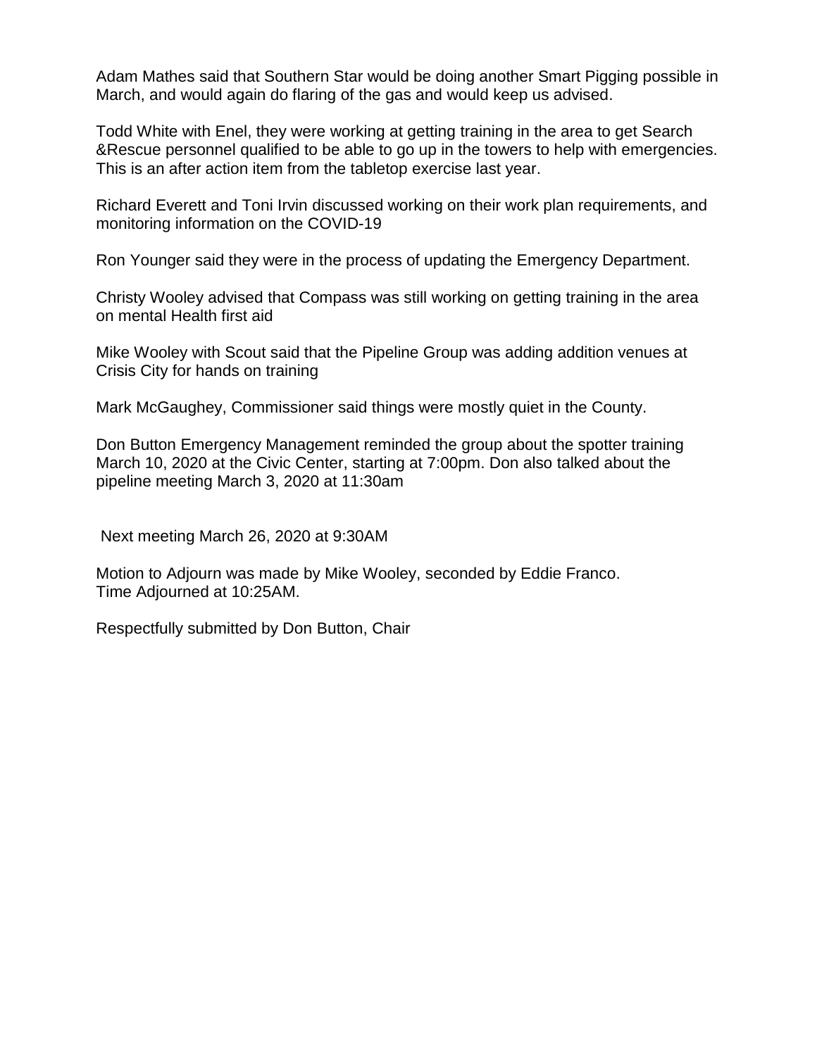Adam Mathes said that Southern Star would be doing another Smart Pigging possible in March, and would again do flaring of the gas and would keep us advised.

Todd White with Enel, they were working at getting training in the area to get Search &Rescue personnel qualified to be able to go up in the towers to help with emergencies. This is an after action item from the tabletop exercise last year.

Richard Everett and Toni Irvin discussed working on their work plan requirements, and monitoring information on the COVID-19

Ron Younger said they were in the process of updating the Emergency Department.

Christy Wooley advised that Compass was still working on getting training in the area on mental Health first aid

Mike Wooley with Scout said that the Pipeline Group was adding addition venues at Crisis City for hands on training

Mark McGaughey, Commissioner said things were mostly quiet in the County.

Don Button Emergency Management reminded the group about the spotter training March 10, 2020 at the Civic Center, starting at 7:00pm. Don also talked about the pipeline meeting March 3, 2020 at 11:30am

Next meeting March 26, 2020 at 9:30AM

Motion to Adjourn was made by Mike Wooley, seconded by Eddie Franco.
Time Adjourned at 10:25AM.

Respectfully submitted by Don Button, Chair